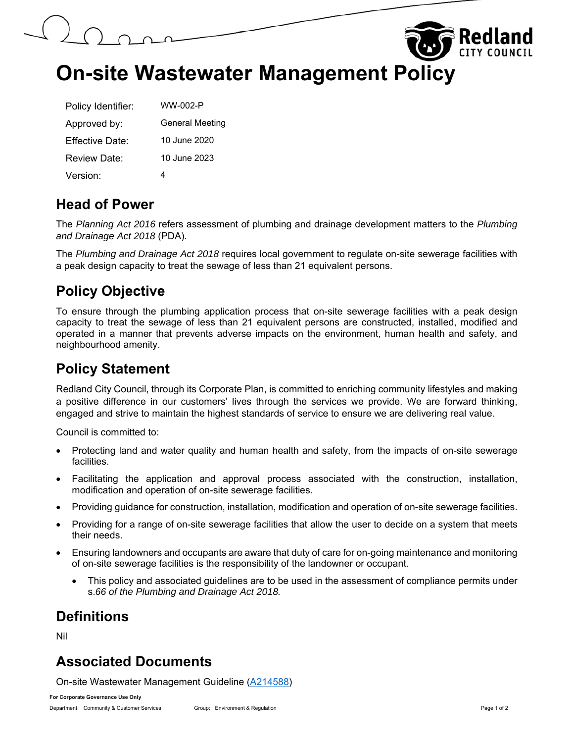# On-site Wastewater Management Policy

| | |
|---|---|
| Policy Identifier: | WW-002-P |
| Approved by: | General Meeting |
| Effective Date: | 10 June 2020 |
| Review Date: | 10 June 2023 |
| Version: | 4 |

## Head of Power

The *Planning Act 2016* refers assessment of plumbing and drainage development matters to the *Plumbing and Drainage Act 2018* (PDA).

The *Plumbing and Drainage Act 2018* requires local government to regulate on-site sewerage facilities with a peak design capacity to treat the sewage of less than 21 equivalent persons.

## Policy Objective

To ensure through the plumbing application process that on-site sewerage facilities with a peak design capacity to treat the sewage of less than 21 equivalent persons are constructed, installed, modified and operated in a manner that prevents adverse impacts on the environment, human health and safety, and neighbourhood amenity.

## Policy Statement

Redland City Council, through its Corporate Plan, is committed to enriching community lifestyles and making a positive difference in our customers' lives through the services we provide. We are forward thinking, engaged and strive to maintain the highest standards of service to ensure we are delivering real value.

Council is committed to:

- Protecting land and water quality and human health and safety, from the impacts of on-site sewerage facilities.
- Facilitating the application and approval process associated with the construction, installation, modification and operation of on-site sewerage facilities.
- Providing guidance for construction, installation, modification and operation of on-site sewerage facilities.
- Providing for a range of on-site sewerage facilities that allow the user to decide on a system that meets their needs.
- Ensuring landowners and occupants are aware that duty of care for on-going maintenance and monitoring of on-site sewerage facilities is the responsibility of the landowner or occupant.
  - This policy and associated guidelines are to be used in the assessment of compliance permits under s.*66 of the Plumbing and Drainage Act 2018.*

## Definitions

Nil

## Associated Documents

On-site Wastewater Management Guideline (A214588)

**For Corporate Governance Use Only**

Department: Community & Customer Services Group: Environment & Regulation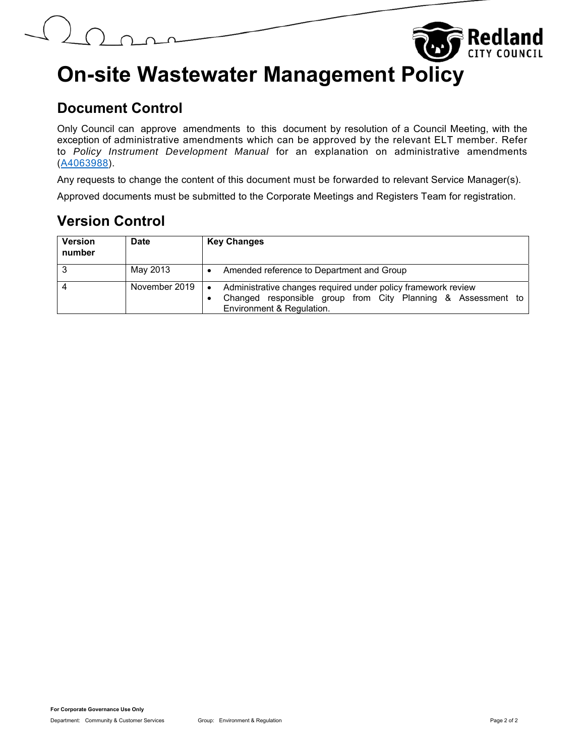# On-site Wastewater Management Policy

## Document Control

Only Council can approve amendments to this document by resolution of a Council Meeting, with the exception of administrative amendments which can be approved by the relevant ELT member. Refer to *Policy Instrument Development Manual* for an explanation on administrative amendments (A4063988).

Any requests to change the content of this document must be forwarded to relevant Service Manager(s).

Approved documents must be submitted to the Corporate Meetings and Registers Team for registration.

## Version Control

| Version number | Date | Key Changes |
|---|---|---|
| 3 | May 2013 | • Amended reference to Department and Group |
| 4 | November 2019 | • Administrative changes required under policy framework review<br>• Changed responsible group from City Planning & Assessment to Environment & Regulation. |

**For Corporate Governance Use Only**

Department: Community & Customer Services Group: Environment & Regulation